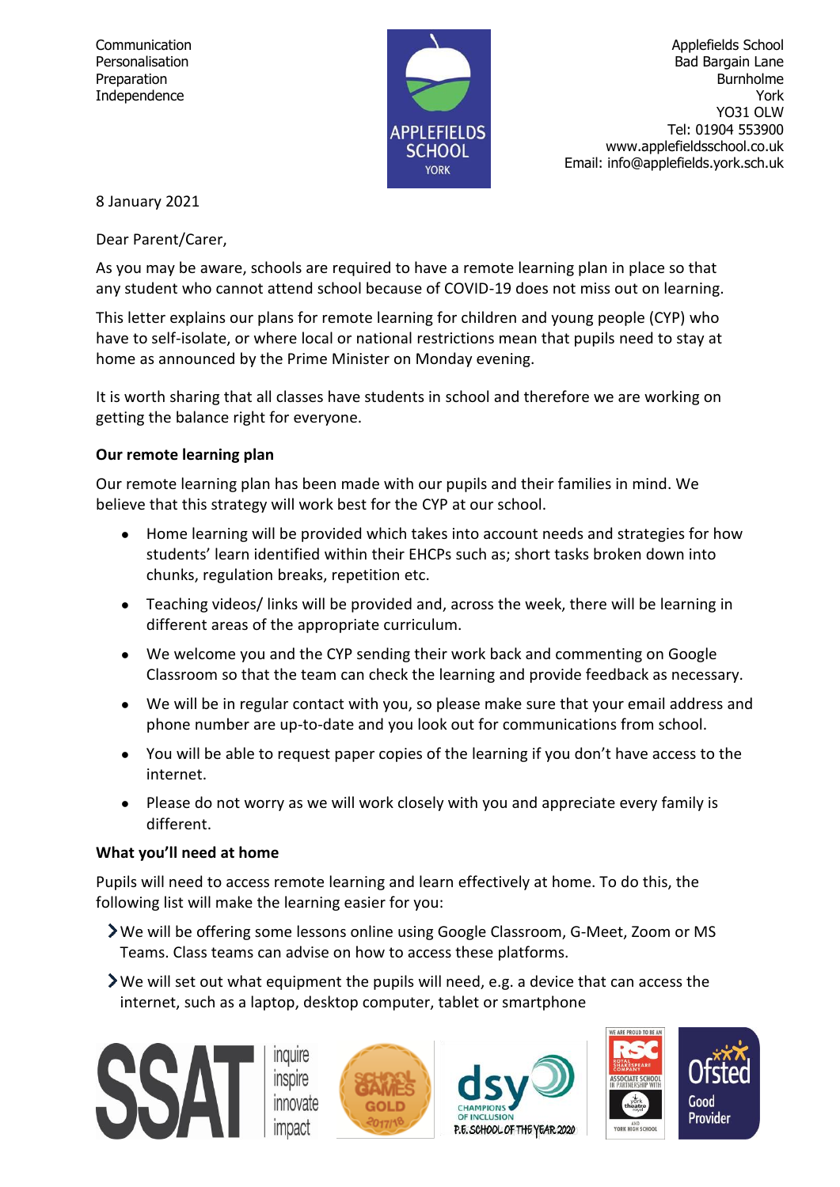Communication
Personalisation
Preparation
Independence

APPLEFIELDS SCHOOL
YORK

Applefields School
Bad Bargain Lane
Burnholme
York
YO31 OLW
Tel: 01904 553900
www.applefieldsschool.co.uk
Email: info@applefields.york.sch.uk

8 January 2021

Dear Parent/Carer,

As you may be aware, schools are required to have a remote learning plan in place so that any student who cannot attend school because of COVID-19 does not miss out on learning.

This letter explains our plans for remote learning for children and young people (CYP) who have to self-isolate, or where local or national restrictions mean that pupils need to stay at home as announced by the Prime Minister on Monday evening.

It is worth sharing that all classes have students in school and therefore we are working on getting the balance right for everyone.

**Our remote learning plan**

Our remote learning plan has been made with our pupils and their families in mind. We believe that this strategy will work best for the CYP at our school.

- Home learning will be provided which takes into account needs and strategies for how students' learn identified within their EHCPs such as; short tasks broken down into chunks, regulation breaks, repetition etc.
- Teaching videos/ links will be provided and, across the week, there will be learning in different areas of the appropriate curriculum.
- We welcome you and the CYP sending their work back and commenting on Google Classroom so that the team can check the learning and provide feedback as necessary.
- We will be in regular contact with you, so please make sure that your email address and phone number are up-to-date and you look out for communications from school.
- You will be able to request paper copies of the learning if you don't have access to the internet.
- Please do not worry as we will work closely with you and appreciate every family is different.

**What you'll need at home**

Pupils will need to access remote learning and learn effectively at home. To do this, the following list will make the learning easier for you:

- We will be offering some lessons online using Google Classroom, G-Meet, Zoom or MS Teams. Class teams can advise on how to access these platforms.
- We will set out what equipment the pupils will need, e.g. a device that can access the internet, such as a laptop, desktop computer, tablet or smartphone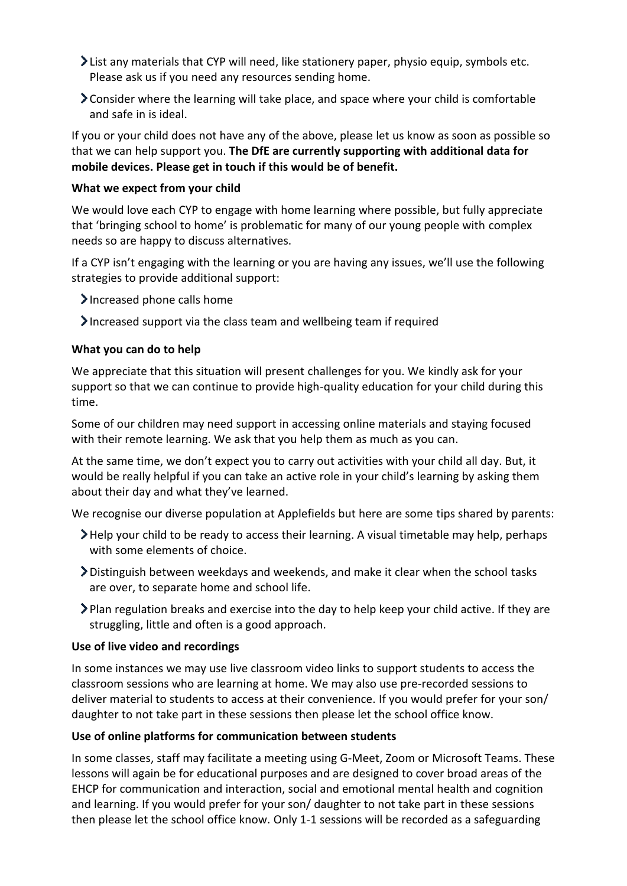- List any materials that CYP will need, like stationery paper, physio equip, symbols etc. Please ask us if you need any resources sending home.
- Consider where the learning will take place, and space where your child is comfortable and safe in is ideal.

If you or your child does not have any of the above, please let us know as soon as possible so that we can help support you. **The DfE are currently supporting with additional data for mobile devices. Please get in touch if this would be of benefit.**

**What we expect from your child**

We would love each CYP to engage with home learning where possible, but fully appreciate that 'bringing school to home' is problematic for many of our young people with complex needs so are happy to discuss alternatives.

If a CYP isn't engaging with the learning or you are having any issues, we'll use the following strategies to provide additional support:

- Increased phone calls home
- Increased support via the class team and wellbeing team if required

**What you can do to help**

We appreciate that this situation will present challenges for you. We kindly ask for your support so that we can continue to provide high-quality education for your child during this time.

Some of our children may need support in accessing online materials and staying focused with their remote learning. We ask that you help them as much as you can.

At the same time, we don't expect you to carry out activities with your child all day. But, it would be really helpful if you can take an active role in your child's learning by asking them about their day and what they've learned.

We recognise our diverse population at Applefields but here are some tips shared by parents:

- Help your child to be ready to access their learning. A visual timetable may help, perhaps with some elements of choice.
- Distinguish between weekdays and weekends, and make it clear when the school tasks are over, to separate home and school life.
- Plan regulation breaks and exercise into the day to help keep your child active. If they are struggling, little and often is a good approach.

**Use of live video and recordings**

In some instances we may use live classroom video links to support students to access the classroom sessions who are learning at home. We may also use pre-recorded sessions to deliver material to students to access at their convenience. If you would prefer for your son/ daughter to not take part in these sessions then please let the school office know.

**Use of online platforms for communication between students**

In some classes, staff may facilitate a meeting using G-Meet, Zoom or Microsoft Teams. These lessons will again be for educational purposes and are designed to cover broad areas of the EHCP for communication and interaction, social and emotional mental health and cognition and learning. If you would prefer for your son/ daughter to not take part in these sessions then please let the school office know. Only 1-1 sessions will be recorded as a safeguarding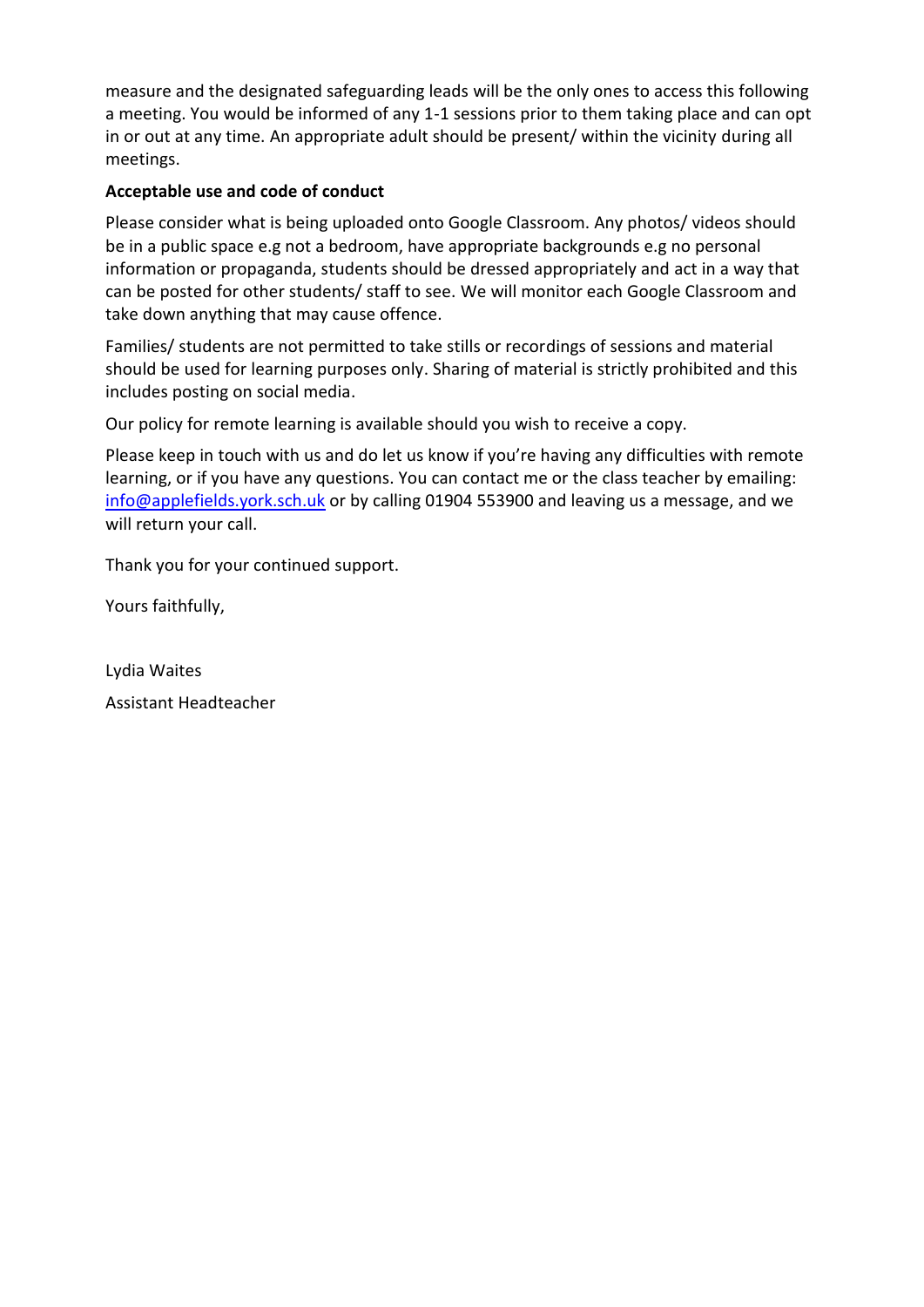measure and the designated safeguarding leads will be the only ones to access this following a meeting. You would be informed of any 1-1 sessions prior to them taking place and can opt in or out at any time. An appropriate adult should be present/ within the vicinity during all meetings.

**Acceptable use and code of conduct**

Please consider what is being uploaded onto Google Classroom. Any photos/ videos should be in a public space e.g not a bedroom, have appropriate backgrounds e.g no personal information or propaganda, students should be dressed appropriately and act in a way that can be posted for other students/ staff to see. We will monitor each Google Classroom and take down anything that may cause offence.

Families/ students are not permitted to take stills or recordings of sessions and material should be used for learning purposes only. Sharing of material is strictly prohibited and this includes posting on social media.

Our policy for remote learning is available should you wish to receive a copy.

Please keep in touch with us and do let us know if you're having any difficulties with remote learning, or if you have any questions. You can contact me or the class teacher by emailing: [info@applefields.york.sch.uk](mailto:info@applefields.york.sch.uk) or by calling 01904 553900 and leaving us a message, and we will return your call.

Thank you for your continued support.

Yours faithfully,

Lydia Waites

Assistant Headteacher